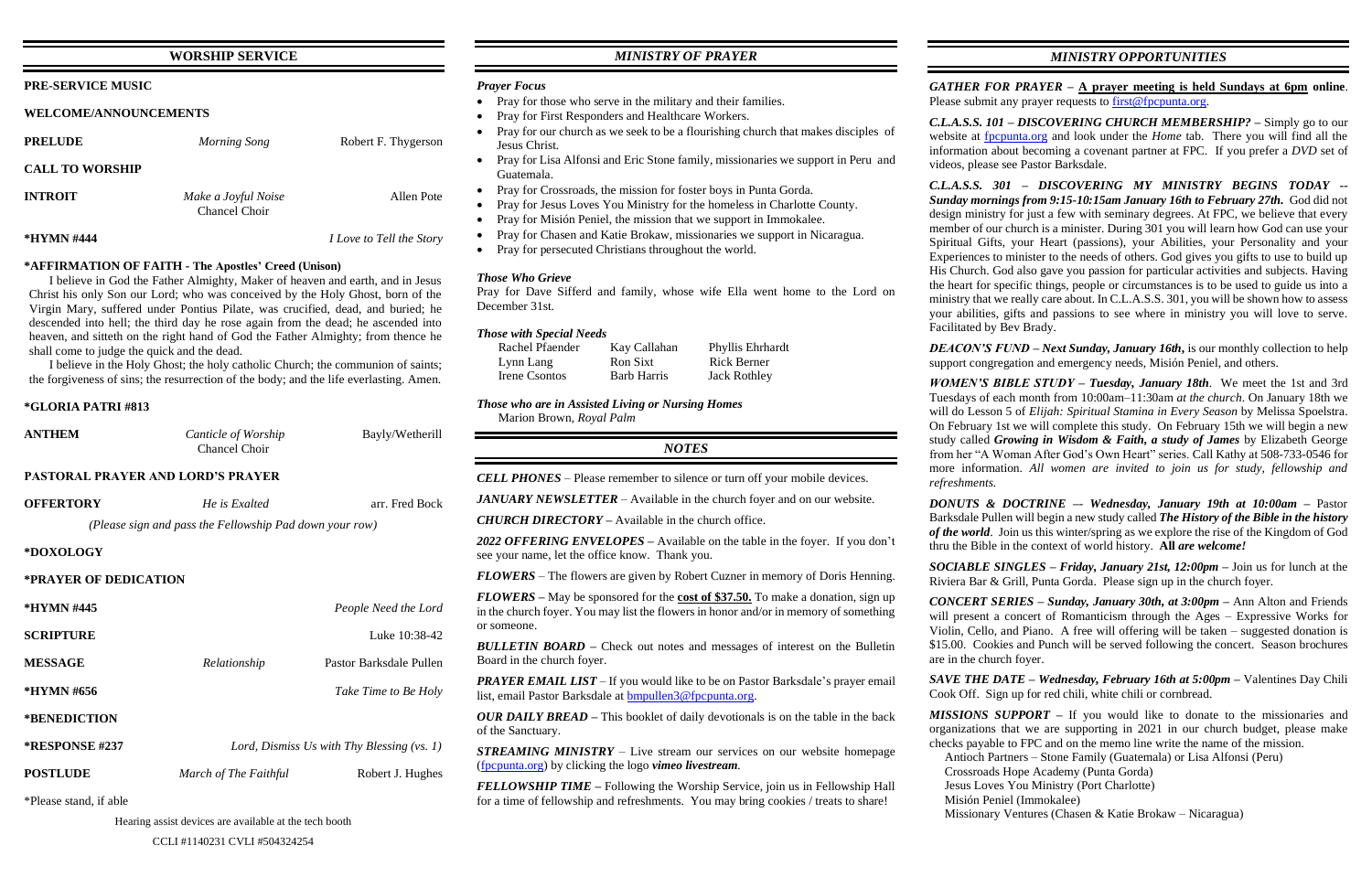## WORSHIP SERVICE

**PRE-SERVICE MUSIC**

**WELCOME/ANNOUNCEMENTS**

**PRELUDE** — *Morning Song* — Robert F. Thygerson

**CALL TO WORSHIP**

**INTROIT** — *Make a Joyful Noise* — Allen Pote
Chancel Choir

**\*HYMN #444** — *I Love to Tell the Story*

**\*AFFIRMATION OF FAITH - The Apostles' Creed (Unison)**

I believe in God the Father Almighty, Maker of heaven and earth, and in Jesus Christ his only Son our Lord; who was conceived by the Holy Ghost, born of the Virgin Mary, suffered under Pontius Pilate, was crucified, dead, and buried; he descended into hell; the third day he rose again from the dead; he ascended into heaven, and sitteth on the right hand of God the Father Almighty; from thence he shall come to judge the quick and the dead.

I believe in the Holy Ghost; the holy catholic Church; the communion of saints; the forgiveness of sins; the resurrection of the body; and the life everlasting. Amen.

**\*GLORIA PATRI #813**

**ANTHEM** — *Canticle of Worship* — Bayly/Wetherill
Chancel Choir

**PASTORAL PRAYER AND LORD'S PRAYER**

**OFFERTORY** — *He is Exalted* — arr. Fred Bock

*(Please sign and pass the Fellowship Pad down your row)*

**\*DOXOLOGY**

**\*PRAYER OF DEDICATION**

**\*HYMN #445** — *People Need the Lord*

**SCRIPTURE** — Luke 10:38-42

**MESSAGE** — *Relationship* — Pastor Barksdale Pullen

**\*HYMN #656** — *Take Time to Be Holy*

**\*BENEDICTION**

**\*RESPONSE #237** — *Lord, Dismiss Us with Thy Blessing (vs. 1)*

**POSTLUDE** — *March of The Faithful* — Robert J. Hughes

\*Please stand, if able

Hearing assist devices are available at the tech booth

CCLI #1140231 CVLI #504324254

## MINISTRY OF PRAYER

***Prayer Focus***

- Pray for those who serve in the military and their families.
- Pray for First Responders and Healthcare Workers.
- Pray for our church as we seek to be a flourishing church that makes disciples of Jesus Christ.
- Pray for Lisa Alfonsi and Eric Stone family, missionaries we support in Peru and Guatemala.
- Pray for Crossroads, the mission for foster boys in Punta Gorda.
- Pray for Jesus Loves You Ministry for the homeless in Charlotte County.
- Pray for Misión Peniel, the mission that we support in Immokalee.
- Pray for Chasen and Katie Brokaw, missionaries we support in Nicaragua.
- Pray for persecuted Christians throughout the world.

***Those Who Grieve***

Pray for Dave Sifferd and family, whose wife Ella went home to the Lord on December 31st.

***Those with Special Needs***

| | | |
|---|---|---|
| Rachel Pfaender | Kay Callahan | Phyllis Ehrhardt |
| Lynn Lang | Ron Sixt | Rick Berner |
| Irene Csontos | Barb Harris | Jack Rothley |

***Those who are in Assisted Living or Nursing Homes***

Marion Brown, *Royal Palm*

## *NOTES*

***CELL PHONES*** – Please remember to silence or turn off your mobile devices.

***JANUARY NEWSLETTER*** – Available in the church foyer and on our website.

***CHURCH DIRECTORY*** – Available in the church office.

***2022 OFFERING ENVELOPES*** – Available on the table in the foyer. If you don't see your name, let the office know. Thank you.

***FLOWERS*** – The flowers are given by Robert Cuzner in memory of Doris Henning.

***FLOWERS*** – May be sponsored for the **cost of $37.50.** To make a donation, sign up in the church foyer. You may list the flowers in honor and/or in memory of something or someone.

***BULLETIN BOARD*** – Check out notes and messages of interest on the Bulletin Board in the church foyer.

***PRAYER EMAIL LIST*** – If you would like to be on Pastor Barksdale's prayer email list, email Pastor Barksdale at bmpullen3@fpcpunta.org.

***OUR DAILY BREAD*** – This booklet of daily devotionals is on the table in the back of the Sanctuary.

***STREAMING MINISTRY*** – Live stream our services on our website homepage (fpcpunta.org) by clicking the logo ***vimeo livestream***.

***FELLOWSHIP TIME*** – Following the Worship Service, join us in Fellowship Hall for a time of fellowship and refreshments. You may bring cookies / treats to share!

## *MINISTRY OPPORTUNITIES*

***GATHER FOR PRAYER*** – **A prayer meeting is held Sundays at 6pm online**. Please submit any prayer requests to first@fpcpunta.org.

***C.L.A.S.S. 101 – DISCOVERING CHURCH MEMBERSHIP?*** – Simply go to our website at fpcpunta.org and look under the *Home* tab. There you will find all the information about becoming a covenant partner at FPC. If you prefer a *DVD* set of videos, please see Pastor Barksdale.

***C.L.A.S.S. 301 – DISCOVERING MY MINISTRY BEGINS TODAY -- Sunday mornings from 9:15-10:15am January 16th to February 27th.*** God did not design ministry for just a few with seminary degrees. At FPC, we believe that every member of our church is a minister. During 301 you will learn how God can use your Spiritual Gifts, your Heart (passions), your Abilities, your Personality and your Experiences to minister to the needs of others. God gives you gifts to use to build up His Church. God also gave you passion for particular activities and subjects. Having the heart for specific things, people or circumstances is to be used to guide us into a ministry that we really care about. In C.L.A.S.S. 301, you will be shown how to assess your abilities, gifts and passions to see where in ministry you will love to serve. Facilitated by Bev Brady.

***DEACON'S FUND – Next Sunday, January 16th,*** is our monthly collection to help support congregation and emergency needs, Misión Peniel, and others.

***WOMEN'S BIBLE STUDY – Tuesday, January 18th***. We meet the 1st and 3rd Tuesdays of each month from 10:00am–11:30am *at the church*. On January 18th we will do Lesson 5 of *Elijah: Spiritual Stamina in Every Season* by Melissa Spoelstra. On February 1st we will complete this study. On February 15th we will begin a new study called ***Growing in Wisdom & Faith, a study of James*** by Elizabeth George from her "A Woman After God's Own Heart" series. Call Kathy at 508-733-0546 for more information. *All women are invited to join us for study, fellowship and refreshments.*

***DONUTS & DOCTRINE — Wednesday, January 19th at 10:00am*** – Pastor Barksdale Pullen will begin a new study called ***The History of the Bible in the history of the world***. Join us this winter/spring as we explore the rise of the Kingdom of God thru the Bible in the context of world history. **All** ***are welcome!***

***SOCIABLE SINGLES – Friday, January 21st, 12:00pm*** – Join us for lunch at the Riviera Bar & Grill, Punta Gorda. Please sign up in the church foyer.

***CONCERT SERIES – Sunday, January 30th, at 3:00pm*** – Ann Alton and Friends will present a concert of Romanticism through the Ages – Expressive Works for Violin, Cello, and Piano. A free will offering will be taken – suggested donation is $15.00. Cookies and Punch will be served following the concert. Season brochures are in the church foyer.

***SAVE THE DATE – Wednesday, February 16th at 5:00pm*** – Valentines Day Chili Cook Off. Sign up for red chili, white chili or cornbread.

***MISSIONS SUPPORT*** – If you would like to donate to the missionaries and organizations that we are supporting in 2021 in our church budget, please make checks payable to FPC and on the memo line write the name of the mission.

Antioch Partners – Stone Family (Guatemala) or Lisa Alfonsi (Peru)
Crossroads Hope Academy (Punta Gorda)
Jesus Loves You Ministry (Port Charlotte)
Misión Peniel (Immokalee)
Missionary Ventures (Chasen & Katie Brokaw – Nicaragua)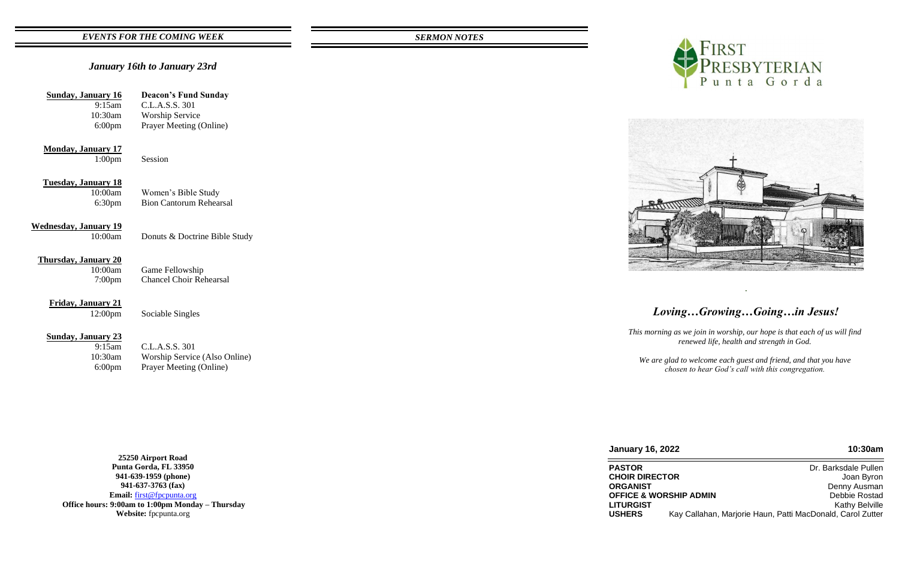## *EVENTS FOR THE COMING WEEK*

### *January 16th to January 23rd*

**Sunday, January 16** — **Deacon's Fund Sunday**

| | |
|---|---|
| 9:15am | C.L.A.S.S. 301 |
| 10:30am | Worship Service |
| 6:00pm | Prayer Meeting (Online) |

**Monday, January 17**

| | |
|---|---|
| 1:00pm | Session |

**Tuesday, January 18**

| | |
|---|---|
| 10:00am | Women's Bible Study |
| 6:30pm | Bion Cantorum Rehearsal |

**Wednesday, January 19**

| | |
|---|---|
| 10:00am | Donuts & Doctrine Bible Study |

**Thursday, January 20**

| | |
|---|---|
| 10:00am | Game Fellowship |
| 7:00pm | Chancel Choir Rehearsal |

**Friday, January 21**

| | |
|---|---|
| 12:00pm | Sociable Singles |

**Sunday, January 23**

| | |
|---|---|
| 9:15am | C.L.A.S.S. 301 |
| 10:30am | Worship Service (Also Online) |
| 6:00pm | Prayer Meeting (Online) |

**25250 Airport Road**
**Punta Gorda, FL 33950**
**941-639-1959 (phone)**
**941-637-3763 (fax)**
**Email:** first@fpcpunta.org
**Office hours: 9:00am to 1:00pm Monday – Thursday**
**Website:** fpcpunta.org

## *SERMON NOTES*

# FIRST PRESBYTERIAN
Punta Gorda

## *Loving…Growing…Going…in Jesus!*

*This morning as we join in worship, our hope is that each of us will find renewed life, health and strength in God.*

*We are glad to welcome each guest and friend, and that you have chosen to hear God's call with this congregation.*

**January 16, 2022** **10:30am**

| | |
|---|---|
| **PASTOR** | Dr. Barksdale Pullen |
| **CHOIR DIRECTOR** | Joan Byron |
| **ORGANIST** | Denny Ausman |
| **OFFICE & WORSHIP ADMIN** | Debbie Rostad |
| **LITURGIST** | Kathy Belville |
| **USHERS** | Kay Callahan, Marjorie Haun, Patti MacDonald, Carol Zutter |